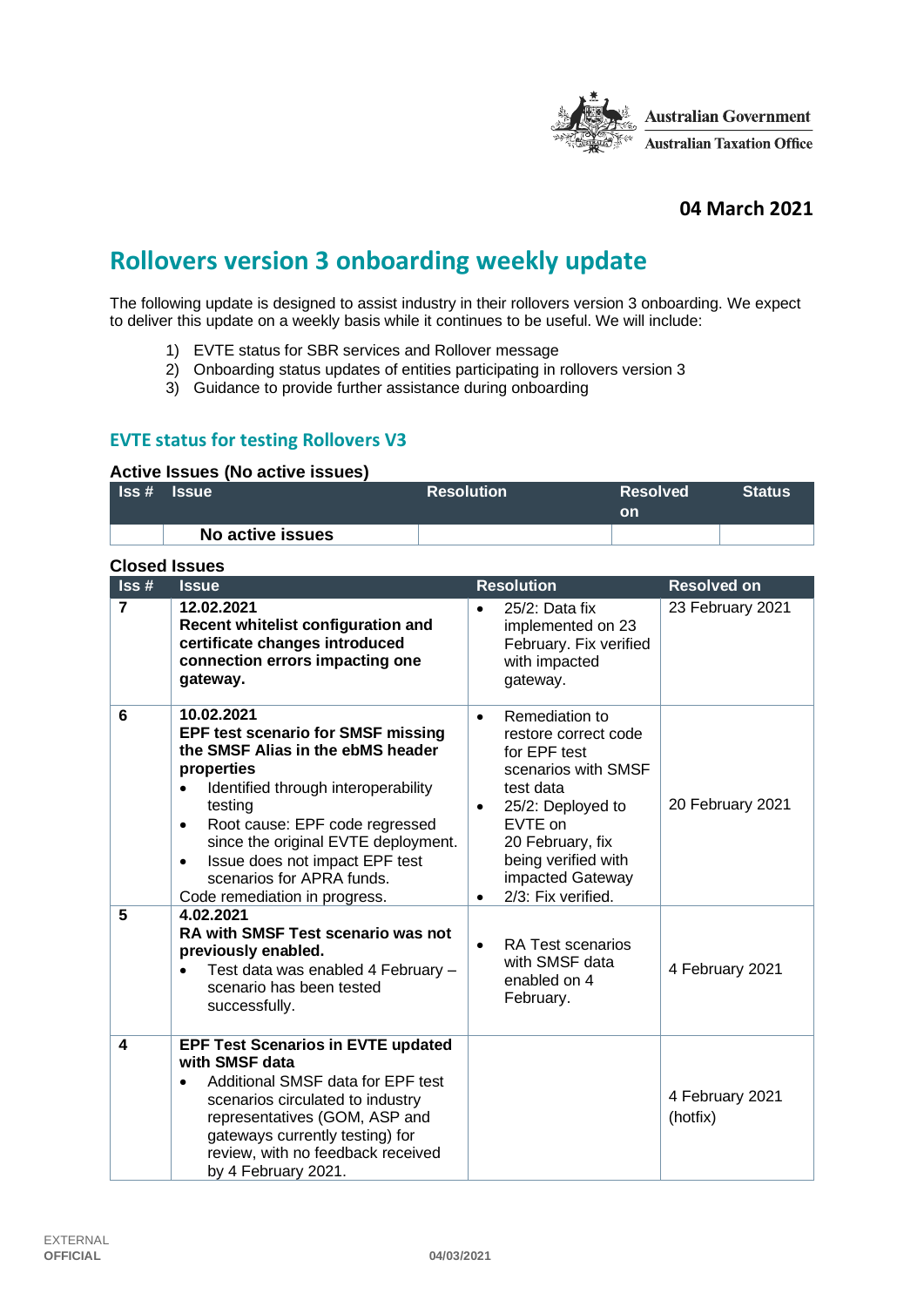Australian Government
Australian Taxation Office

**04 March 2021**

# Rollovers version 3 onboarding weekly update

The following update is designed to assist industry in their rollovers version 3 onboarding. We expect to deliver this update on a weekly basis while it continues to be useful. We will include:

1) EVTE status for SBR services and Rollover message
2) Onboarding status updates of entities participating in rollovers version 3
3) Guidance to provide further assistance during onboarding

## EVTE status for testing Rollovers V3

### Active Issues (No active issues)

| Iss # | Issue | Resolution | Resolved on | Status |
|---|---|---|---|---|
| | **No active issues** | | | |

### Closed Issues

| Iss # | Issue | Resolution | Resolved on |
|---|---|---|---|
| **7** | **12.02.2021**<br>**Recent whitelist configuration and certificate changes introduced connection errors impacting one gateway.** | • 25/2: Data fix implemented on 23 February. Fix verified with impacted gateway. | 23 February 2021 |
| **6** | **10.02.2021**<br>**EPF test scenario for SMSF missing the SMSF Alias in the ebMS header properties**<br>• Identified through interoperability testing<br>• Root cause: EPF code regressed since the original EVTE deployment.<br>• Issue does not impact EPF test scenarios for APRA funds.<br>Code remediation in progress. | • Remediation to restore correct code for EPF test scenarios with SMSF test data<br>• 25/2: Deployed to EVTE on 20 February, fix being verified with impacted Gateway<br>• 2/3: Fix verified. | 20 February 2021 |
| **5** | **4.02.2021**<br>**RA with SMSF Test scenario was not previously enabled.**<br>• Test data was enabled 4 February – scenario has been tested successfully. | • RA Test scenarios with SMSF data enabled on 4 February. | 4 February 2021 |
| **4** | **EPF Test Scenarios in EVTE updated with SMSF data**<br>• Additional SMSF data for EPF test scenarios circulated to industry representatives (GOM, ASP and gateways currently testing) for review, with no feedback received by 4 February 2021. | | 4 February 2021 (hotfix) |

EXTERNAL
OFFICIAL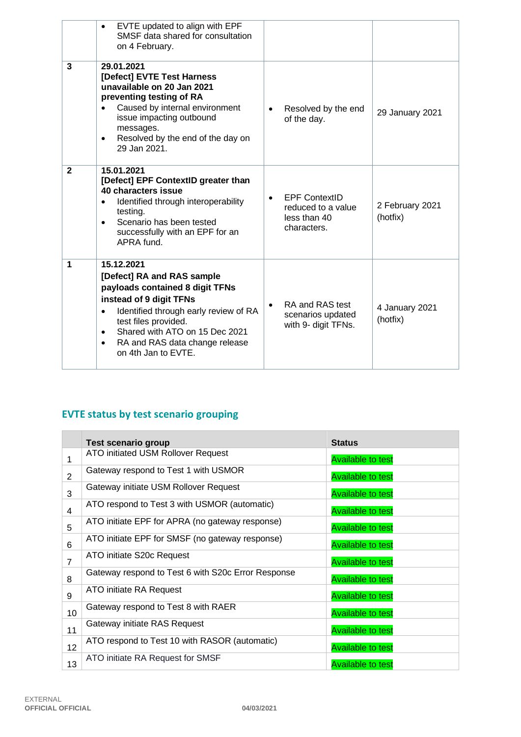| | | | |
|---|---|---|---|
| | • EVTE updated to align with EPF SMSF data shared for consultation on 4 February. | | |
| 3 | **29.01.2021**<br>**[Defect] EVTE Test Harness unavailable on 20 Jan 2021 preventing testing of RA**<br>• Caused by internal environment issue impacting outbound messages.<br>• Resolved by the end of the day on 29 Jan 2021. | • Resolved by the end of the day. | 29 January 2021 |
| 2 | **15.01.2021**<br>**[Defect] EPF ContextID greater than 40 characters issue**<br>• Identified through interoperability testing.<br>• Scenario has been tested successfully with an EPF for an APRA fund. | • EPF ContextID reduced to a value less than 40 characters. | 2 February 2021 (hotfix) |
| 1 | **15.12.2021**<br>**[Defect] RA and RAS sample payloads contained 8 digit TFNs instead of 9 digit TFNs**<br>• Identified through early review of RA test files provided.<br>• Shared with ATO on 15 Dec 2021<br>• RA and RAS data change release on 4th Jan to EVTE. | • RA and RAS test scenarios updated with 9- digit TFNs. | 4 January 2021 (hotfix) |

## EVTE status by test scenario grouping

| | Test scenario group | Status |
|---|---|---|
| 1 | ATO initiated USM Rollover Request | Available to test |
| 2 | Gateway respond to Test 1 with USMOR | Available to test |
| 3 | Gateway initiate USM Rollover Request | Available to test |
| 4 | ATO respond to Test 3 with USMOR (automatic) | Available to test |
| 5 | ATO initiate EPF for APRA (no gateway response) | Available to test |
| 6 | ATO initiate EPF for SMSF (no gateway response) | Available to test |
| 7 | ATO initiate S20c Request | Available to test |
| 8 | Gateway respond to Test 6 with S20c Error Response | Available to test |
| 9 | ATO initiate RA Request | Available to test |
| 10 | Gateway respond to Test 8 with RAER | Available to test |
| 11 | Gateway initiate RAS Request | Available to test |
| 12 | ATO respond to Test 10 with RASOR (automatic) | Available to test |
| 13 | ATO initiate RA Request for SMSF | Available to test |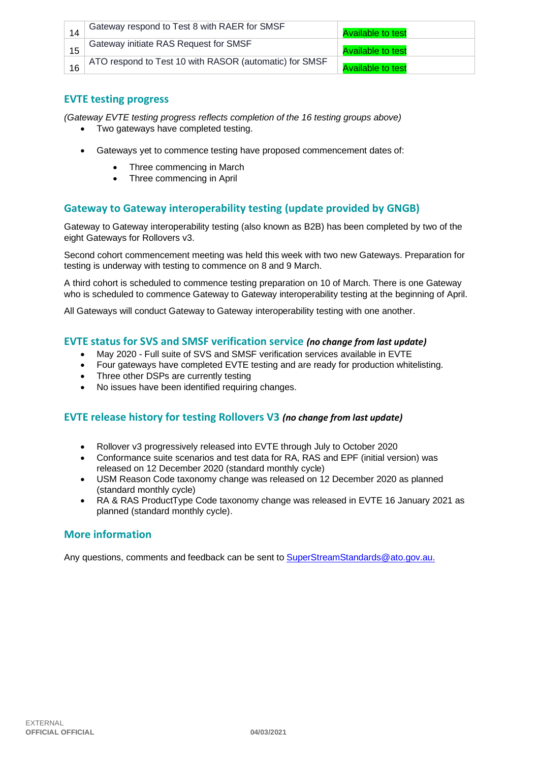| | | |
|---|---|---|
| 14 | Gateway respond to Test 8 with RAER for SMSF | Available to test |
| 15 | Gateway initiate RAS Request for SMSF | Available to test |
| 16 | ATO respond to Test 10 with RASOR (automatic) for SMSF | Available to test |

## EVTE testing progress

*(Gateway EVTE testing progress reflects completion of the 16 testing groups above)*

- Two gateways have completed testing.
- Gateways yet to commence testing have proposed commencement dates of:
  - Three commencing in March
  - Three commencing in April

## Gateway to Gateway interoperability testing (update provided by GNGB)

Gateway to Gateway interoperability testing (also known as B2B) has been completed by two of the eight Gateways for Rollovers v3.

Second cohort commencement meeting was held this week with two new Gateways. Preparation for testing is underway with testing to commence on 8 and 9 March.

A third cohort is scheduled to commence testing preparation on 10 of March. There is one Gateway who is scheduled to commence Gateway to Gateway interoperability testing at the beginning of April.

All Gateways will conduct Gateway to Gateway interoperability testing with one another.

## EVTE status for SVS and SMSF verification service *(no change from last update)*

- May 2020 - Full suite of SVS and SMSF verification services available in EVTE
- Four gateways have completed EVTE testing and are ready for production whitelisting.
- Three other DSPs are currently testing
- No issues have been identified requiring changes.

## EVTE release history for testing Rollovers V3 *(no change from last update)*

- Rollover v3 progressively released into EVTE through July to October 2020
- Conformance suite scenarios and test data for RA, RAS and EPF (initial version) was released on 12 December 2020 (standard monthly cycle)
- USM Reason Code taxonomy change was released on 12 December 2020 as planned (standard monthly cycle)
- RA & RAS ProductType Code taxonomy change was released in EVTE 16 January 2021 as planned (standard monthly cycle).

## More information

Any questions, comments and feedback can be sent to SuperStreamStandards@ato.gov.au.